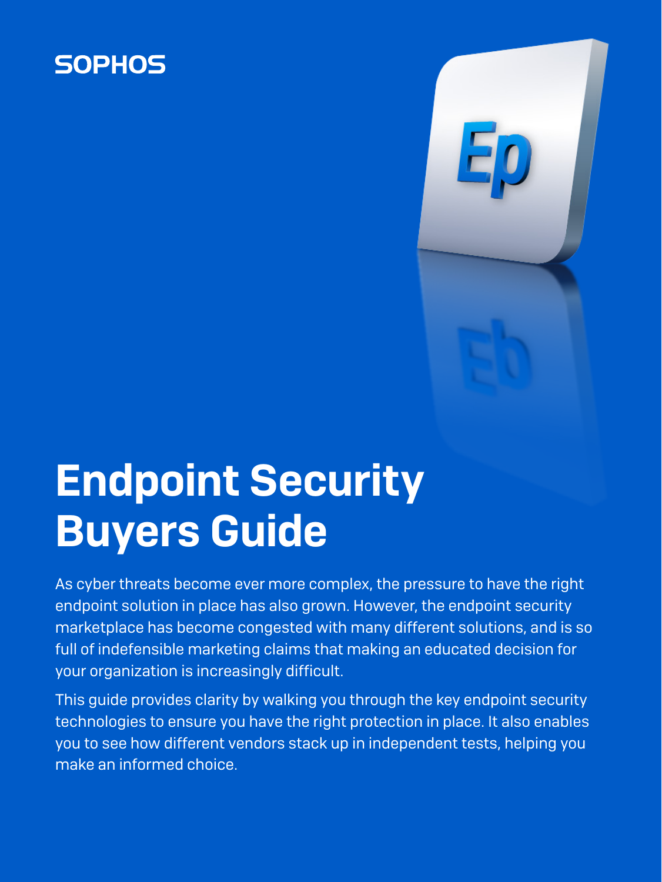SOPHOS

# Endpoint Security Buyers Guide

As cyber threats become ever more complex, the pressure to have the right endpoint solution in place has also grown. However, the endpoint security marketplace has become congested with many different solutions, and is so full of indefensible marketing claims that making an educated decision for your organization is increasingly difficult.

This guide provides clarity by walking you through the key endpoint security technologies to ensure you have the right protection in place. It also enables you to see how different vendors stack up in independent tests, helping you make an informed choice.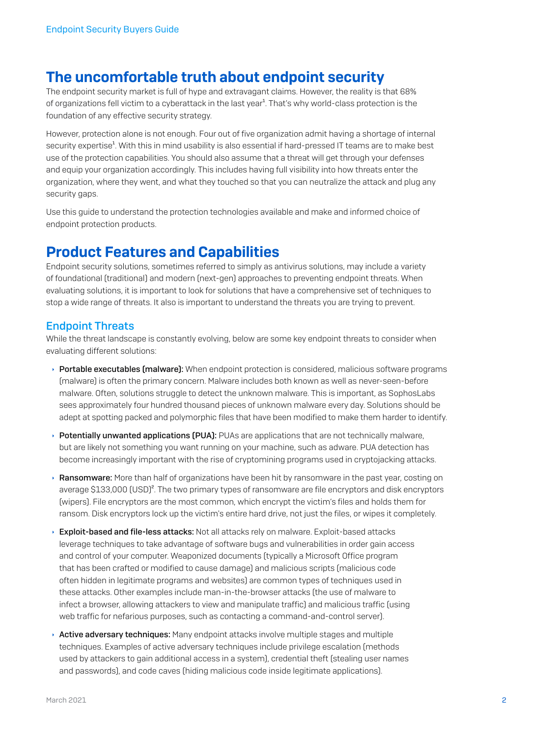## The uncomfortable truth about endpoint security

The endpoint security market is full of hype and extravagant claims. However, the reality is that 68% of organizations fell victim to a cyberattack in the last year[1]. That's why world-class protection is the foundation of any effective security strategy.

However, protection alone is not enough. Four out of five organization admit having a shortage of internal security expertise[1]. With this in mind usability is also essential if hard-pressed IT teams are to make best use of the protection capabilities. You should also assume that a threat will get through your defenses and equip your organization accordingly. This includes having full visibility into how threats enter the organization, where they went, and what they touched so that you can neutralize the attack and plug any security gaps.

Use this guide to understand the protection technologies available and make and informed choice of endpoint protection products.

## Product Features and Capabilities

Endpoint security solutions, sometimes referred to simply as antivirus solutions, may include a variety of foundational (traditional) and modern (next-gen) approaches to preventing endpoint threats. When evaluating solutions, it is important to look for solutions that have a comprehensive set of techniques to stop a wide range of threats. It also is important to understand the threats you are trying to prevent.

### Endpoint Threats

While the threat landscape is constantly evolving, below are some key endpoint threats to consider when evaluating different solutions:

- **Portable executables (malware):** When endpoint protection is considered, malicious software programs (malware) is often the primary concern. Malware includes both known as well as never-seen-before malware. Often, solutions struggle to detect the unknown malware. This is important, as SophosLabs sees approximately four hundred thousand pieces of unknown malware every day. Solutions should be adept at spotting packed and polymorphic files that have been modified to make them harder to identify.

- **Potentially unwanted applications (PUA):** PUAs are applications that are not technically malware, but are likely not something you want running on your machine, such as adware. PUA detection has become increasingly important with the rise of cryptomining programs used in cryptojacking attacks.

- **Ransomware:** More than half of organizations have been hit by ransomware in the past year, costing on average $133,000 (USD)[2]. The two primary types of ransomware are file encryptors and disk encryptors (wipers). File encryptors are the most common, which encrypt the victim's files and holds them for ransom. Disk encryptors lock up the victim's entire hard drive, not just the files, or wipes it completely.

- **Exploit-based and file-less attacks:** Not all attacks rely on malware. Exploit-based attacks leverage techniques to take advantage of software bugs and vulnerabilities in order gain access and control of your computer. Weaponized documents (typically a Microsoft Office program that has been crafted or modified to cause damage) and malicious scripts (malicious code often hidden in legitimate programs and websites) are common types of techniques used in these attacks. Other examples include man-in-the-browser attacks (the use of malware to infect a browser, allowing attackers to view and manipulate traffic) and malicious traffic (using web traffic for nefarious purposes, such as contacting a command-and-control server).

- **Active adversary techniques:** Many endpoint attacks involve multiple stages and multiple techniques. Examples of active adversary techniques include privilege escalation (methods used by attackers to gain additional access in a system), credential theft (stealing user names and passwords), and code caves (hiding malicious code inside legitimate applications).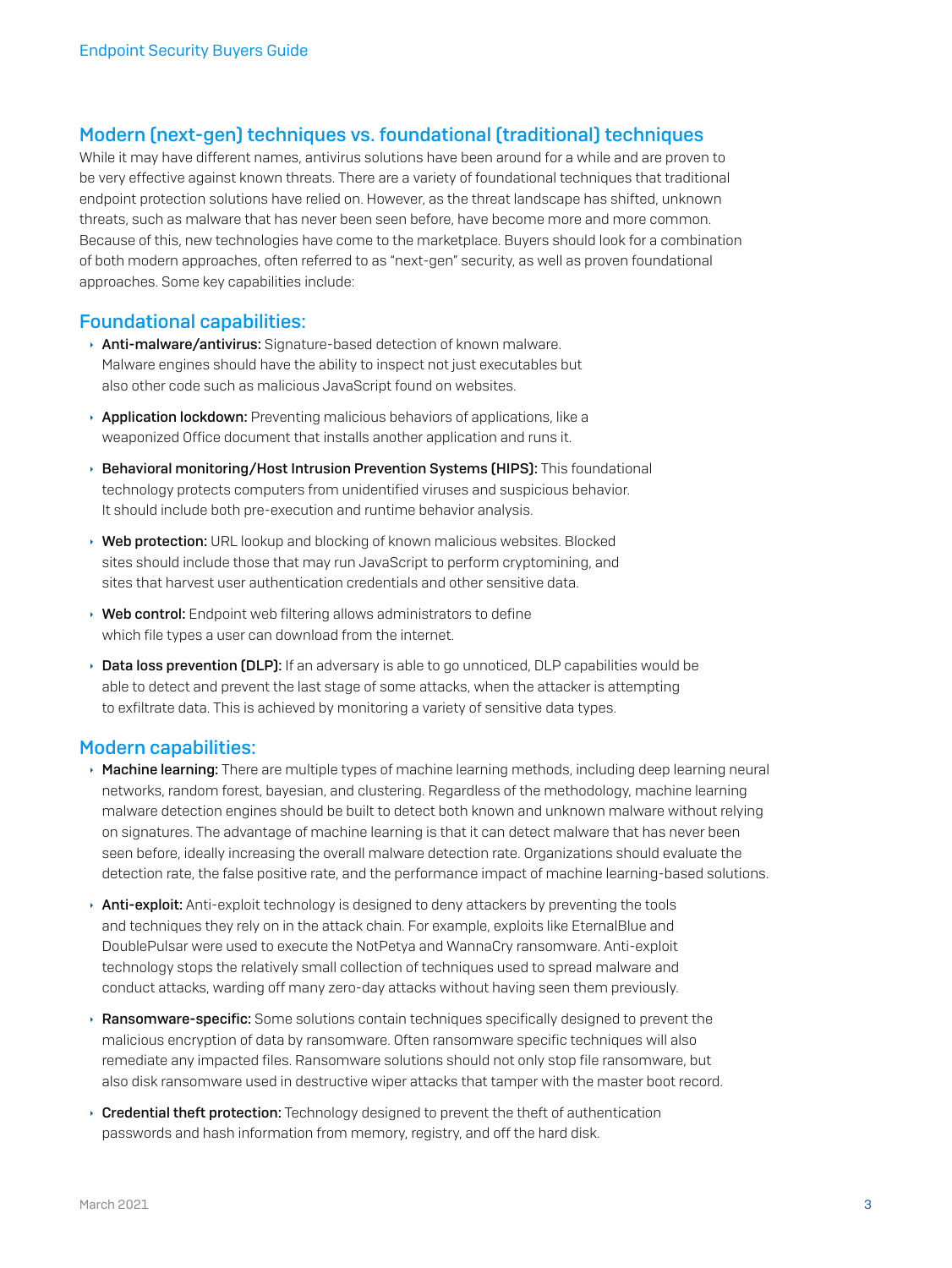## Modern (next-gen) techniques vs. foundational (traditional) techniques

While it may have different names, antivirus solutions have been around for a while and are proven to be very effective against known threats. There are a variety of foundational techniques that traditional endpoint protection solutions have relied on. However, as the threat landscape has shifted, unknown threats, such as malware that has never been seen before, have become more and more common. Because of this, new technologies have come to the marketplace. Buyers should look for a combination of both modern approaches, often referred to as "next-gen" security, as well as proven foundational approaches. Some key capabilities include:

### Foundational capabilities:

- **Anti-malware/antivirus:** Signature-based detection of known malware. Malware engines should have the ability to inspect not just executables but also other code such as malicious JavaScript found on websites.
- **Application lockdown:** Preventing malicious behaviors of applications, like a weaponized Office document that installs another application and runs it.
- **Behavioral monitoring/Host Intrusion Prevention Systems (HIPS):** This foundational technology protects computers from unidentified viruses and suspicious behavior. It should include both pre-execution and runtime behavior analysis.
- **Web protection:** URL lookup and blocking of known malicious websites. Blocked sites should include those that may run JavaScript to perform cryptomining, and sites that harvest user authentication credentials and other sensitive data.
- **Web control:** Endpoint web filtering allows administrators to define which file types a user can download from the internet.
- **Data loss prevention (DLP):** If an adversary is able to go unnoticed, DLP capabilities would be able to detect and prevent the last stage of some attacks, when the attacker is attempting to exfiltrate data. This is achieved by monitoring a variety of sensitive data types.

### Modern capabilities:

- **Machine learning:** There are multiple types of machine learning methods, including deep learning neural networks, random forest, bayesian, and clustering. Regardless of the methodology, machine learning malware detection engines should be built to detect both known and unknown malware without relying on signatures. The advantage of machine learning is that it can detect malware that has never been seen before, ideally increasing the overall malware detection rate. Organizations should evaluate the detection rate, the false positive rate, and the performance impact of machine learning-based solutions.
- **Anti-exploit:** Anti-exploit technology is designed to deny attackers by preventing the tools and techniques they rely on in the attack chain. For example, exploits like EternalBlue and DoublePulsar were used to execute the NotPetya and WannaCry ransomware. Anti-exploit technology stops the relatively small collection of techniques used to spread malware and conduct attacks, warding off many zero-day attacks without having seen them previously.
- **Ransomware-specific:** Some solutions contain techniques specifically designed to prevent the malicious encryption of data by ransomware. Often ransomware specific techniques will also remediate any impacted files. Ransomware solutions should not only stop file ransomware, but also disk ransomware used in destructive wiper attacks that tamper with the master boot record.
- **Credential theft protection:** Technology designed to prevent the theft of authentication passwords and hash information from memory, registry, and off the hard disk.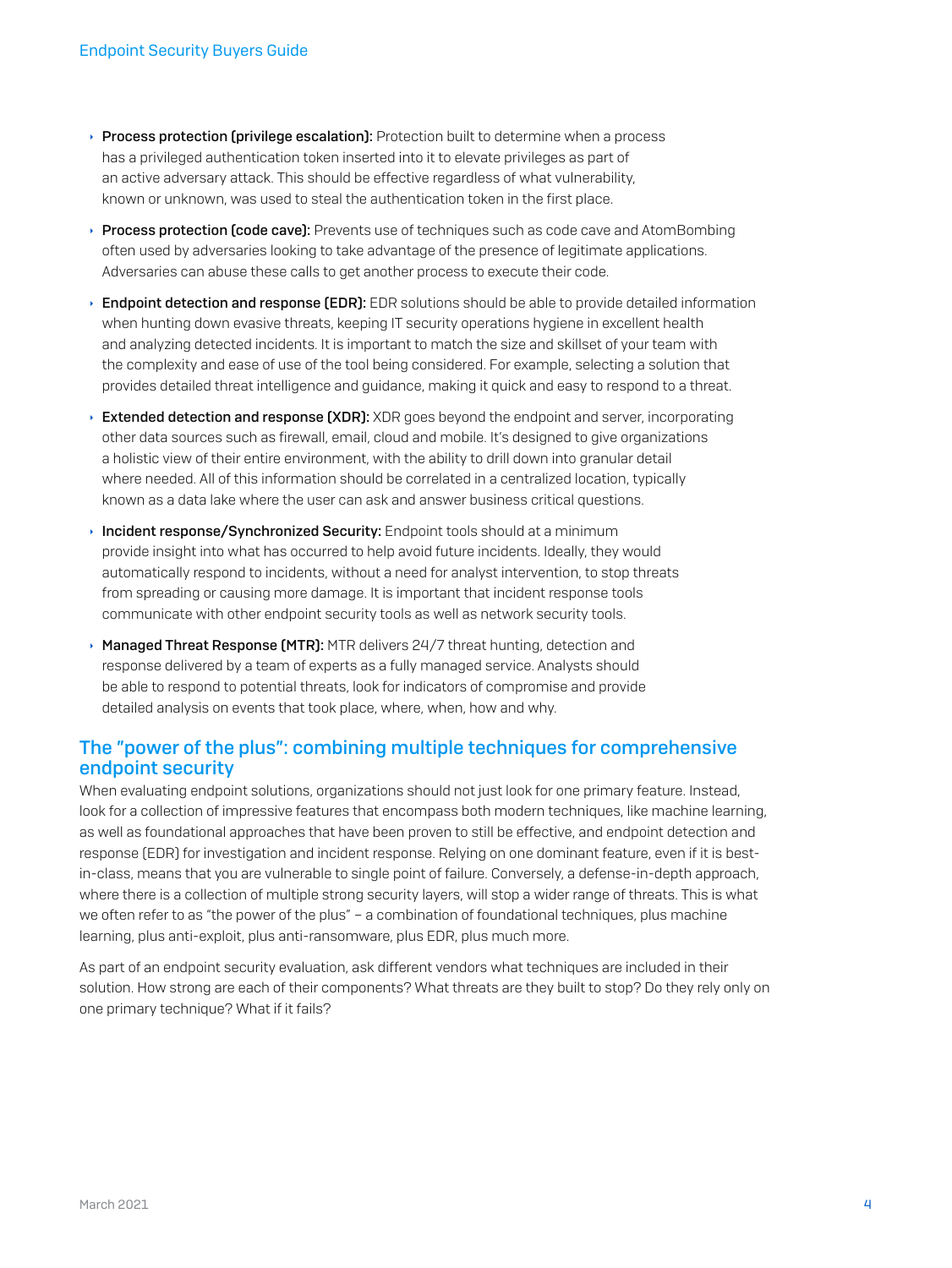- **Process protection (privilege escalation):** Protection built to determine when a process has a privileged authentication token inserted into it to elevate privileges as part of an active adversary attack. This should be effective regardless of what vulnerability, known or unknown, was used to steal the authentication token in the first place.
- **Process protection (code cave):** Prevents use of techniques such as code cave and AtomBombing often used by adversaries looking to take advantage of the presence of legitimate applications. Adversaries can abuse these calls to get another process to execute their code.
- **Endpoint detection and response (EDR):** EDR solutions should be able to provide detailed information when hunting down evasive threats, keeping IT security operations hygiene in excellent health and analyzing detected incidents. It is important to match the size and skillset of your team with the complexity and ease of use of the tool being considered. For example, selecting a solution that provides detailed threat intelligence and guidance, making it quick and easy to respond to a threat.
- **Extended detection and response (XDR):** XDR goes beyond the endpoint and server, incorporating other data sources such as firewall, email, cloud and mobile. It's designed to give organizations a holistic view of their entire environment, with the ability to drill down into granular detail where needed. All of this information should be correlated in a centralized location, typically known as a data lake where the user can ask and answer business critical questions.
- **Incident response/Synchronized Security:** Endpoint tools should at a minimum provide insight into what has occurred to help avoid future incidents. Ideally, they would automatically respond to incidents, without a need for analyst intervention, to stop threats from spreading or causing more damage. It is important that incident response tools communicate with other endpoint security tools as well as network security tools.
- **Managed Threat Response (MTR):** MTR delivers 24/7 threat hunting, detection and response delivered by a team of experts as a fully managed service. Analysts should be able to respond to potential threats, look for indicators of compromise and provide detailed analysis on events that took place, where, when, how and why.

## The "power of the plus": combining multiple techniques for comprehensive endpoint security

When evaluating endpoint solutions, organizations should not just look for one primary feature. Instead, look for a collection of impressive features that encompass both modern techniques, like machine learning, as well as foundational approaches that have been proven to still be effective, and endpoint detection and response (EDR) for investigation and incident response. Relying on one dominant feature, even if it is best-in-class, means that you are vulnerable to single point of failure. Conversely, a defense-in-depth approach, where there is a collection of multiple strong security layers, will stop a wider range of threats. This is what we often refer to as "the power of the plus" – a combination of foundational techniques, plus machine learning, plus anti-exploit, plus anti-ransomware, plus EDR, plus much more.

As part of an endpoint security evaluation, ask different vendors what techniques are included in their solution. How strong are each of their components? What threats are they built to stop? Do they rely only on one primary technique? What if it fails?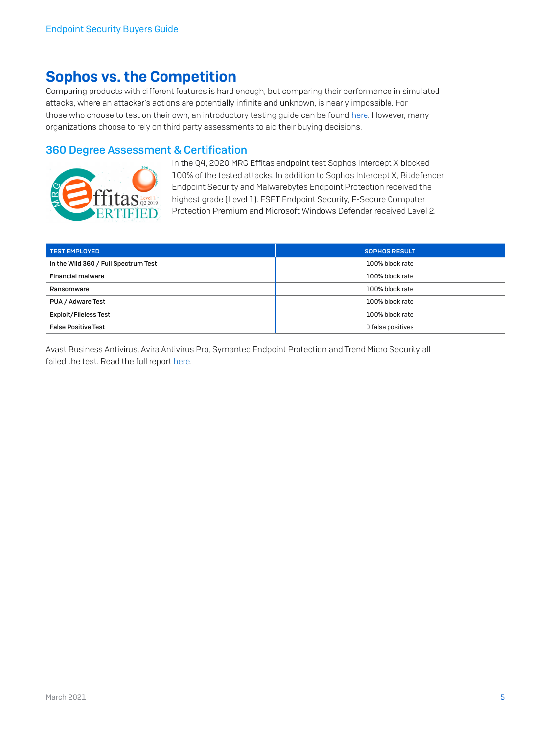# Sophos vs. the Competition

Comparing products with different features is hard enough, but comparing their performance in simulated attacks, where an attacker's actions are potentially infinite and unknown, is nearly impossible. For those who choose to test on their own, an introductory testing guide can be found here. However, many organizations choose to rely on third party assessments to aid their buying decisions.

## 360 Degree Assessment & Certification

In the Q4, 2020 MRG Effitas endpoint test Sophos Intercept X blocked 100% of the tested attacks. In addition to Sophos Intercept X, Bitdefender Endpoint Security and Malwarebytes Endpoint Protection received the highest grade (Level 1). ESET Endpoint Security, F-Secure Computer Protection Premium and Microsoft Windows Defender received Level 2.

| TEST EMPLOYED | SOPHOS RESULT |
| --- | --- |
| In the Wild 360 / Full Spectrum Test | 100% block rate |
| Financial malware | 100% block rate |
| Ransomware | 100% block rate |
| PUA / Adware Test | 100% block rate |
| Exploit/Fileless Test | 100% block rate |
| False Positive Test | 0 false positives |

Avast Business Antivirus, Avira Antivirus Pro, Symantec Endpoint Protection and Trend Micro Security all failed the test. Read the full report here.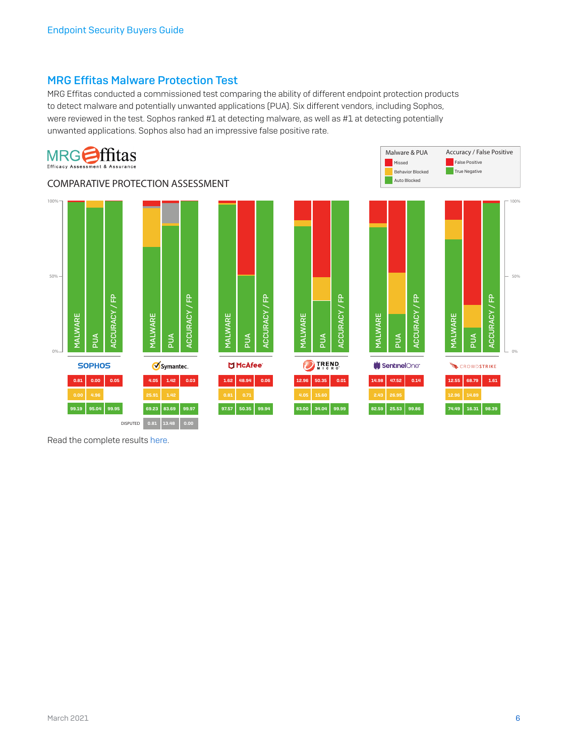## MRG Effitas Malware Protection Test

MRG Effitas conducted a commissioned test comparing the ability of different endpoint protection products to detect malware and potentially unwanted applications (PUA). Six different vendors, including Sophos, were reviewed in the test. Sophos ranked #1 at detecting malware, as well as #1 at detecting potentially unwanted applications. Sophos also had an impressive false positive rate.

MRG Effitas – Efficacy Assessment & Assurance

COMPARATIVE PROTECTION ASSESSMENT

Legend – Malware & PUA: Missed (red), Behavior Blocked (yellow), Auto Blocked (green). Accuracy / False Positive: False Positive (red), True Negative (green).

| Vendor | Category | Malware | PUA | Accuracy / FP |
|---|---|---|---|---|
| Sophos | Missed / False Positive | 0.81 | 0.00 | 0.05 |
| | Behavior Blocked | 0.00 | 4.96 | |
| | Auto Blocked / True Negative | 99.19 | 95.04 | 99.95 |
| Symantec | Missed / False Positive | 4.05 | 1.42 | 0.03 |
| | Behavior Blocked | 25.91 | 1.42 | |
| | Auto Blocked / True Negative | 69.23 | 83.69 | 99.97 |
| | Disputed | 0.81 | 13.48 | 0.00 |
| McAfee | Missed / False Positive | 1.62 | 48.94 | 0.06 |
| | Behavior Blocked | 0.81 | 0.71 | |
| | Auto Blocked / True Negative | 97.57 | 50.35 | 99.94 |
| Trend Micro | Missed / False Positive | 12.96 | 50.35 | 0.01 |
| | Behavior Blocked | 4.05 | 15.60 | |
| | Auto Blocked / True Negative | 83.00 | 34.04 | 99.99 |
| SentinelOne | Missed / False Positive | 14.98 | 47.52 | 0.14 |
| | Behavior Blocked | 2.43 | 26.95 | |
| | Auto Blocked / True Negative | 82.59 | 25.53 | 99.86 |
| CrowdStrike | Missed / False Positive | 12.55 | 68.79 | 1.61 |
| | Behavior Blocked | 12.96 | 14.89 | |
| | Auto Blocked / True Negative | 74.49 | 16.31 | 98.39 |

Read the complete results here.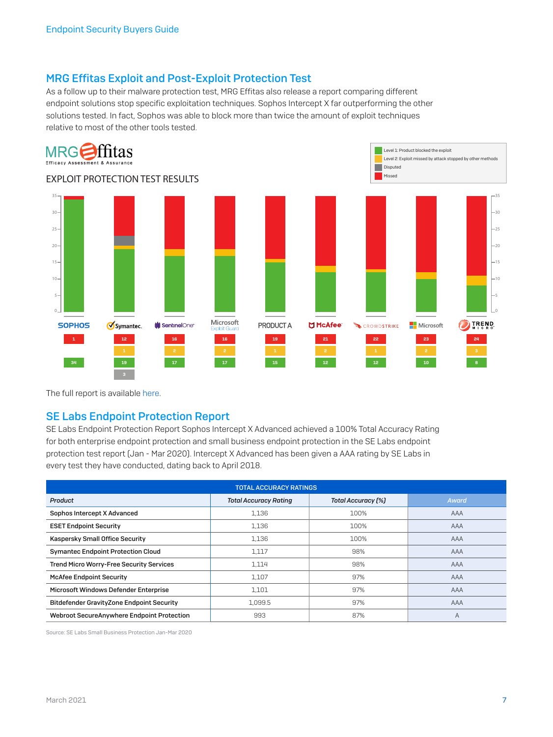## MRG Effitas Exploit and Post-Exploit Protection Test

As a follow up to their malware protection test, MRG Effitas also release a report comparing different endpoint solutions stop specific exploitation techniques. Sophos Intercept X far outperforming the other solutions tested. In fact, Sophos was able to block more than twice the amount of exploit techniques relative to most of the other tools tested.

MRG Effitas
Efficacy Assessment & Assurance

EXPLOIT PROTECTION TEST RESULTS

- Level 1: Product blocked the exploit
- Level 2: Exploit missed by attack stopped by other methods
- Disputed
- Missed

| | SOPHOS | Symantec | SentinelOne | Microsoft Exploit Guard | PRODUCT A | McAfee | CROWDSTRIKE | Microsoft | TREND MICRO |
|---|---|---|---|---|---|---|---|---|---|
| Missed | 1 | 12 | 16 | 16 | 19 | 21 | 22 | 23 | 24 |
| Level 2 | | 1 | 2 | 2 | 1 | 2 | 1 | 2 | 3 |
| Level 1 | 34 | 19 | 17 | 17 | 15 | 12 | 12 | 10 | 8 |
| Disputed | | 3 | | | | | | | |

The full report is available here.

## SE Labs Endpoint Protection Report

SE Labs Endpoint Protection Report Sophos Intercept X Advanced achieved a 100% Total Accuracy Rating for both enterprise endpoint protection and small business endpoint protection in the SE Labs endpoint protection test report (Jan - Mar 2020). Intercept X Advanced has been given a AAA rating by SE Labs in every test they have conducted, dating back to April 2018.

| TOTAL ACCURACY RATINGS | | | |
|---|---|---|---|
| *Product* | *Total Accuracy Rating* | *Total Accuracy (%)* | *Award* |
| Sophos Intercept X Advanced | 1,136 | 100% | AAA |
| ESET Endpoint Security | 1,136 | 100% | AAA |
| Kaspersky Small Office Security | 1,136 | 100% | AAA |
| Symantec Endpoint Protection Cloud | 1,117 | 98% | AAA |
| Trend Micro Worry-Free Security Services | 1,114 | 98% | AAA |
| McAfee Endpoint Security | 1,107 | 97% | AAA |
| Microsoft Windows Defender Enterprise | 1,101 | 97% | AAA |
| Bitdefender GravityZone Endpoint Security | 1,099.5 | 97% | AAA |
| Webroot SecureAnywhere Endpoint Protection | 993 | 87% | A |

Source: SE Labs Small Business Protection Jan-Mar 2020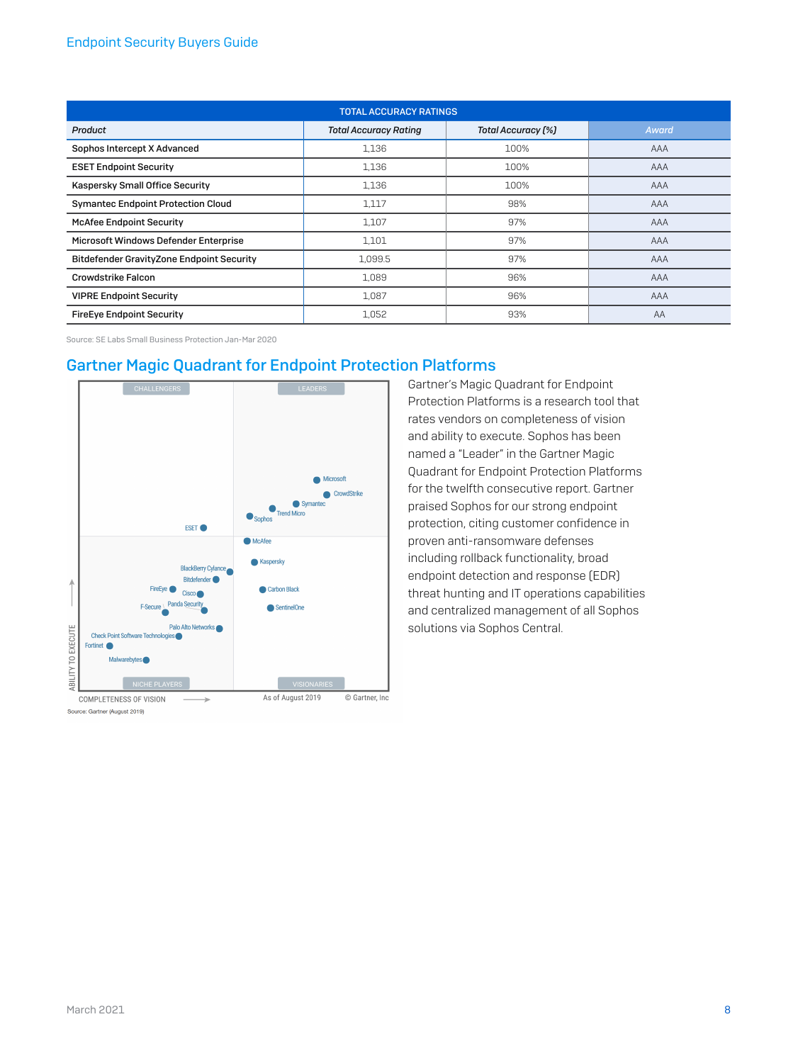| TOTAL ACCURACY RATINGS | | | |
|---|---|---|---|
| *Product* | *Total Accuracy Rating* | *Total Accuracy (%)* | *Award* |
| Sophos Intercept X Advanced | 1,136 | 100% | AAA |
| ESET Endpoint Security | 1,136 | 100% | AAA |
| Kaspersky Small Office Security | 1,136 | 100% | AAA |
| Symantec Endpoint Protection Cloud | 1,117 | 98% | AAA |
| McAfee Endpoint Security | 1,107 | 97% | AAA |
| Microsoft Windows Defender Enterprise | 1,101 | 97% | AAA |
| Bitdefender GravityZone Endpoint Security | 1,099.5 | 97% | AAA |
| Crowdstrike Falcon | 1,089 | 96% | AAA |
| VIPRE Endpoint Security | 1,087 | 96% | AAA |
| FireEye Endpoint Security | 1,052 | 93% | AA |

Source: SE Labs Small Business Protection Jan-Mar 2020

## Gartner Magic Quadrant for Endpoint Protection Platforms

CHALLENGERS | LEADERS | NICHE PLAYERS | VISIONARIES

Microsoft, CrowdStrike, Symantec, Trend Micro, Sophos, ESET, McAfee, Kaspersky, BlackBerry Cylance, Bitdefender, FireEye, Cisco, F-Secure, Panda Security, Carbon Black, SentinelOne, Palo Alto Networks, Check Point Software Technologies, Fortinet, Malwarebytes

ABILITY TO EXECUTE — COMPLETENESS OF VISION — As of August 2019 — © Gartner, Inc

Source: Gartner (August 2019)

Gartner's Magic Quadrant for Endpoint Protection Platforms is a research tool that rates vendors on completeness of vision and ability to execute. Sophos has been named a "Leader" in the Gartner Magic Quadrant for Endpoint Protection Platforms for the twelfth consecutive report. Gartner praised Sophos for our strong endpoint protection, citing customer confidence in proven anti-ransomware defenses including rollback functionality, broad endpoint detection and response (EDR) threat hunting and IT operations capabilities and centralized management of all Sophos solutions via Sophos Central.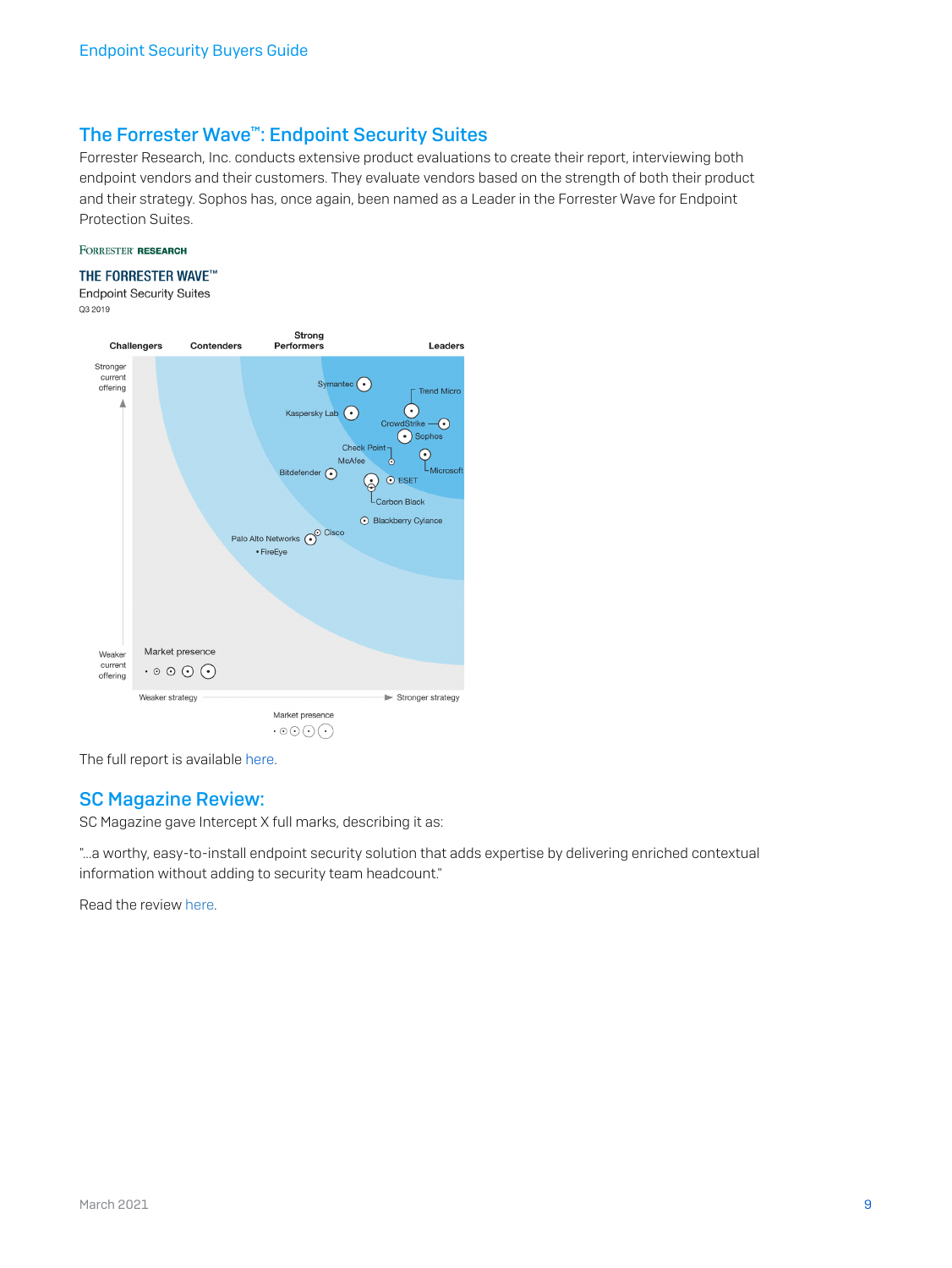## The Forrester Wave™: Endpoint Security Suites

Forrester Research, Inc. conducts extensive product evaluations to create their report, interviewing both endpoint vendors and their customers. They evaluate vendors based on the strength of both their product and their strategy. Sophos has, once again, been named as a Leader in the Forrester Wave for Endpoint Protection Suites.

FORRESTER RESEARCH

**THE FORRESTER WAVE™**
Endpoint Security Suites
Q3 2019

Challengers | Contenders | Strong Performers | Leaders

Stronger current offering

Symantec, Trend Micro, Kaspersky Lab, CrowdStrike, Sophos, Check Point, McAfee, Microsoft, Bitdefender, ESET, Carbon Black, Blackberry Cylance, Cisco, Palo Alto Networks, FireEye

Weaker current offering

Market presence

Weaker strategy — Stronger strategy

Market presence

The full report is available here.

## SC Magazine Review:

SC Magazine gave Intercept X full marks, describing it as:

"...a worthy, easy-to-install endpoint security solution that adds expertise by delivering enriched contextual information without adding to security team headcount."

Read the review here.

March 2021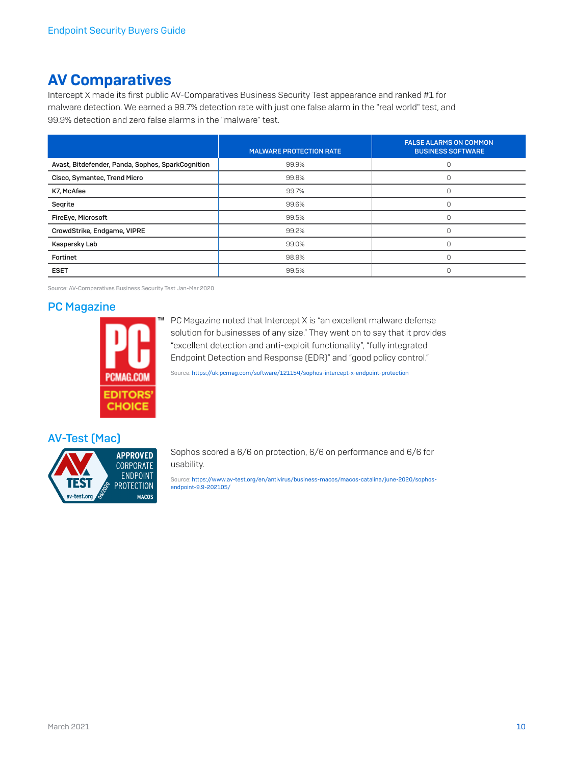## AV Comparatives

Intercept X made its first public AV-Comparatives Business Security Test appearance and ranked #1 for malware detection. We earned a 99.7% detection rate with just one false alarm in the "real world" test, and 99.9% detection and zero false alarms in the "malware" test.

| | MALWARE PROTECTION RATE | FALSE ALARMS ON COMMON BUSINESS SOFTWARE |
|---|---|---|
| Avast, Bitdefender, Panda, Sophos, SparkCognition | 99.9% | 0 |
| Cisco, Symantec, Trend Micro | 99.8% | 0 |
| K7, McAfee | 99.7% | 0 |
| Seqrite | 99.6% | 0 |
| FireEye, Microsoft | 99.5% | 0 |
| CrowdStrike, Endgame, VIPRE | 99.2% | 0 |
| Kaspersky Lab | 99.0% | 0 |
| Fortinet | 98.9% | 0 |
| ESET | 99.5% | 0 |

Source: AV-Comparatives Business Security Test Jan-Mar 2020

### PC Magazine

PC Magazine noted that Intercept X is "an excellent malware defense solution for businesses of any size." They went on to say that it provides "excellent detection and anti-exploit functionality", "fully integrated Endpoint Detection and Response (EDR)" and "good policy control."

Source: https://uk.pcmag.com/software/121154/sophos-intercept-x-endpoint-protection

### AV-Test (Mac)

Sophos scored a 6/6 on protection, 6/6 on performance and 6/6 for usability.

Source: https://www.av-test.org/en/antivirus/business-macos/macos-catalina/june-2020/sophos-endpoint-9.9-202105/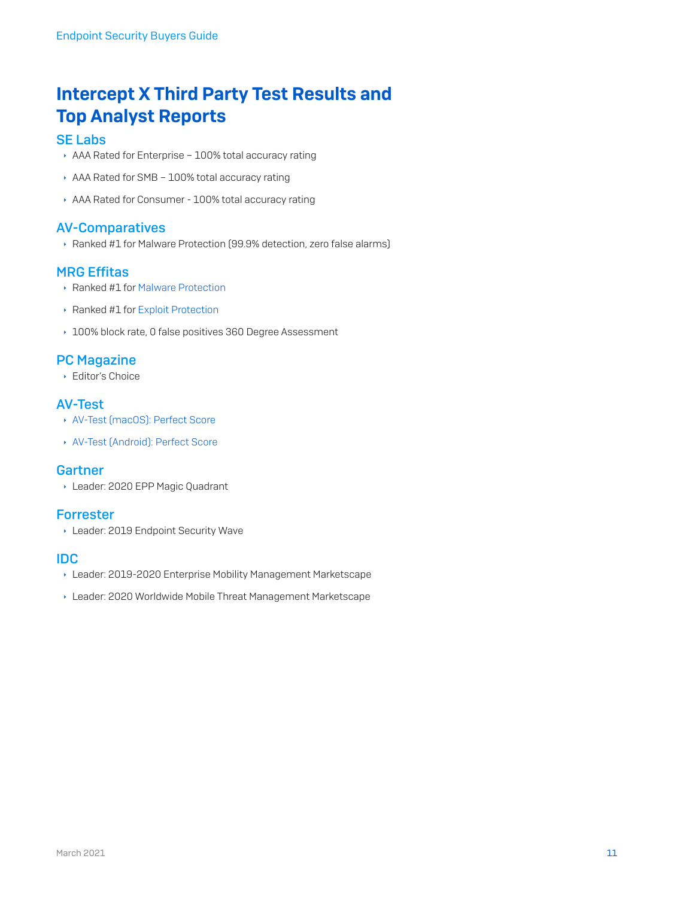# Intercept X Third Party Test Results and Top Analyst Reports

## SE Labs

- AAA Rated for Enterprise – 100% total accuracy rating
- AAA Rated for SMB – 100% total accuracy rating
- AAA Rated for Consumer - 100% total accuracy rating

## AV-Comparatives

- Ranked #1 for Malware Protection (99.9% detection, zero false alarms)

## MRG Effitas

- Ranked #1 for Malware Protection
- Ranked #1 for Exploit Protection
- 100% block rate, 0 false positives 360 Degree Assessment

## PC Magazine

- Editor's Choice

## AV-Test

- AV-Test (macOS): Perfect Score
- AV-Test (Android): Perfect Score

## Gartner

- Leader: 2020 EPP Magic Quadrant

## Forrester

- Leader: 2019 Endpoint Security Wave

## IDC

- Leader: 2019-2020 Enterprise Mobility Management Marketscape
- Leader: 2020 Worldwide Mobile Threat Management Marketscape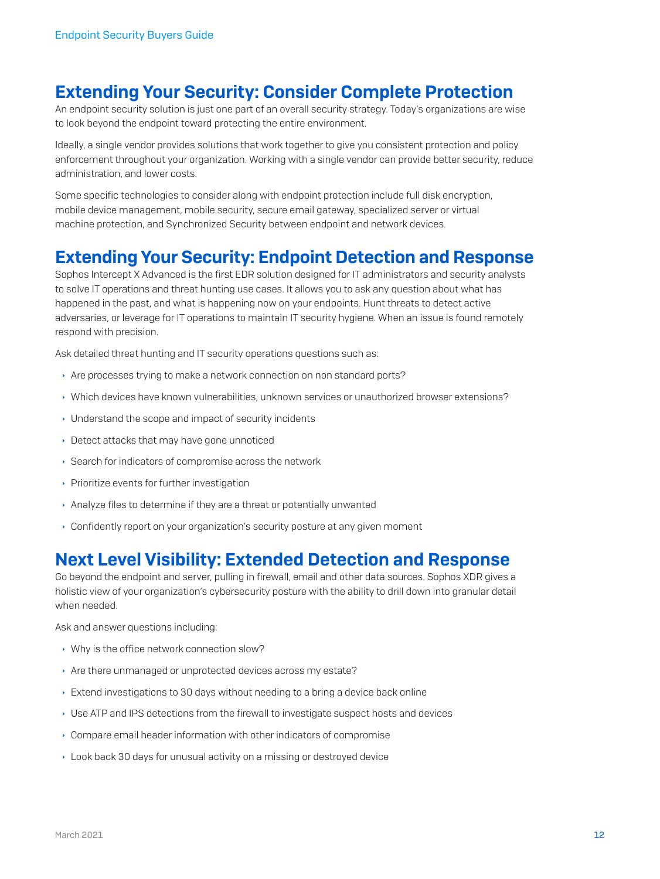## Extending Your Security: Consider Complete Protection

An endpoint security solution is just one part of an overall security strategy. Today's organizations are wise to look beyond the endpoint toward protecting the entire environment.

Ideally, a single vendor provides solutions that work together to give you consistent protection and policy enforcement throughout your organization. Working with a single vendor can provide better security, reduce administration, and lower costs.

Some specific technologies to consider along with endpoint protection include full disk encryption, mobile device management, mobile security, secure email gateway, specialized server or virtual machine protection, and Synchronized Security between endpoint and network devices.

## Extending Your Security: Endpoint Detection and Response

Sophos Intercept X Advanced is the first EDR solution designed for IT administrators and security analysts to solve IT operations and threat hunting use cases. It allows you to ask any question about what has happened in the past, and what is happening now on your endpoints. Hunt threats to detect active adversaries, or leverage for IT operations to maintain IT security hygiene. When an issue is found remotely respond with precision.

Ask detailed threat hunting and IT security operations questions such as:

- Are processes trying to make a network connection on non standard ports?
- Which devices have known vulnerabilities, unknown services or unauthorized browser extensions?
- Understand the scope and impact of security incidents
- Detect attacks that may have gone unnoticed
- Search for indicators of compromise across the network
- Prioritize events for further investigation
- Analyze files to determine if they are a threat or potentially unwanted
- Confidently report on your organization's security posture at any given moment

## Next Level Visibility: Extended Detection and Response

Go beyond the endpoint and server, pulling in firewall, email and other data sources. Sophos XDR gives a holistic view of your organization's cybersecurity posture with the ability to drill down into granular detail when needed.

Ask and answer questions including:

- Why is the office network connection slow?
- Are there unmanaged or unprotected devices across my estate?
- Extend investigations to 30 days without needing to a bring a device back online
- Use ATP and IPS detections from the firewall to investigate suspect hosts and devices
- Compare email header information with other indicators of compromise
- Look back 30 days for unusual activity on a missing or destroyed device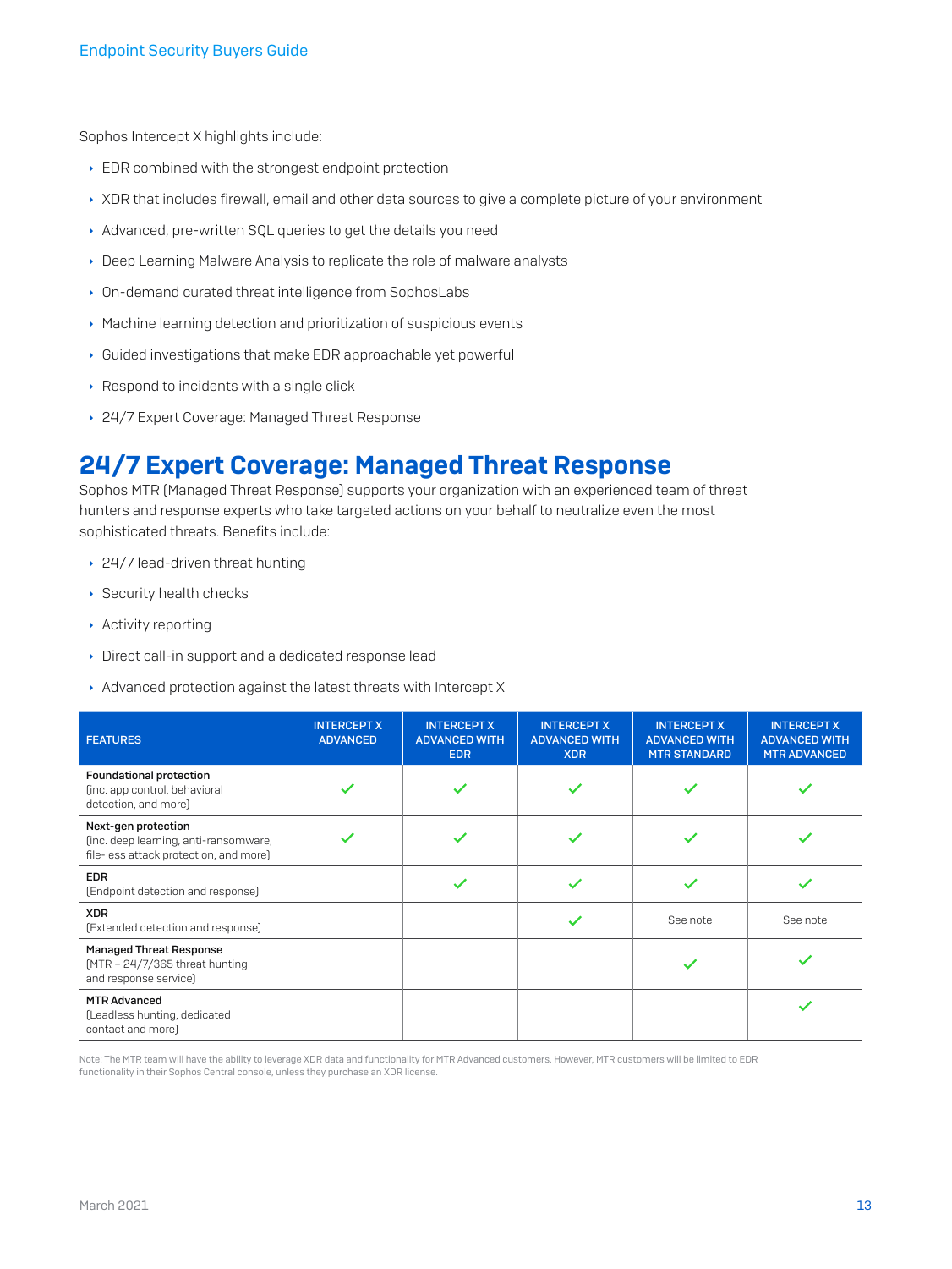Sophos Intercept X highlights include:

- EDR combined with the strongest endpoint protection
- XDR that includes firewall, email and other data sources to give a complete picture of your environment
- Advanced, pre-written SQL queries to get the details you need
- Deep Learning Malware Analysis to replicate the role of malware analysts
- On-demand curated threat intelligence from SophosLabs
- Machine learning detection and prioritization of suspicious events
- Guided investigations that make EDR approachable yet powerful
- Respond to incidents with a single click
- 24/7 Expert Coverage: Managed Threat Response

## 24/7 Expert Coverage: Managed Threat Response

Sophos MTR (Managed Threat Response) supports your organization with an experienced team of threat hunters and response experts who take targeted actions on your behalf to neutralize even the most sophisticated threats. Benefits include:

- 24/7 lead-driven threat hunting
- Security health checks
- Activity reporting
- Direct call-in support and a dedicated response lead
- Advanced protection against the latest threats with Intercept X

| FEATURES | INTERCEPT X ADVANCED | INTERCEPT X ADVANCED WITH EDR | INTERCEPT X ADVANCED WITH XDR | INTERCEPT X ADVANCED WITH MTR STANDARD | INTERCEPT X ADVANCED WITH MTR ADVANCED |
|---|---|---|---|---|---|
| **Foundational protection** (inc. app control, behavioral detection, and more) | ✓ | ✓ | ✓ | ✓ | ✓ |
| **Next-gen protection** (inc. deep learning, anti-ransomware, file-less attack protection, and more) | ✓ | ✓ | ✓ | ✓ | ✓ |
| **EDR** (Endpoint detection and response) | | ✓ | ✓ | ✓ | ✓ |
| **XDR** (Extended detection and response) | | | ✓ | See note | See note |
| **Managed Threat Response** (MTR – 24/7/365 threat hunting and response service) | | | | ✓ | ✓ |
| **MTR Advanced** (Leadless hunting, dedicated contact and more) | | | | | ✓ |

Note: The MTR team will have the ability to leverage XDR data and functionality for MTR Advanced customers. However, MTR customers will be limited to EDR functionality in their Sophos Central console, unless they purchase an XDR license.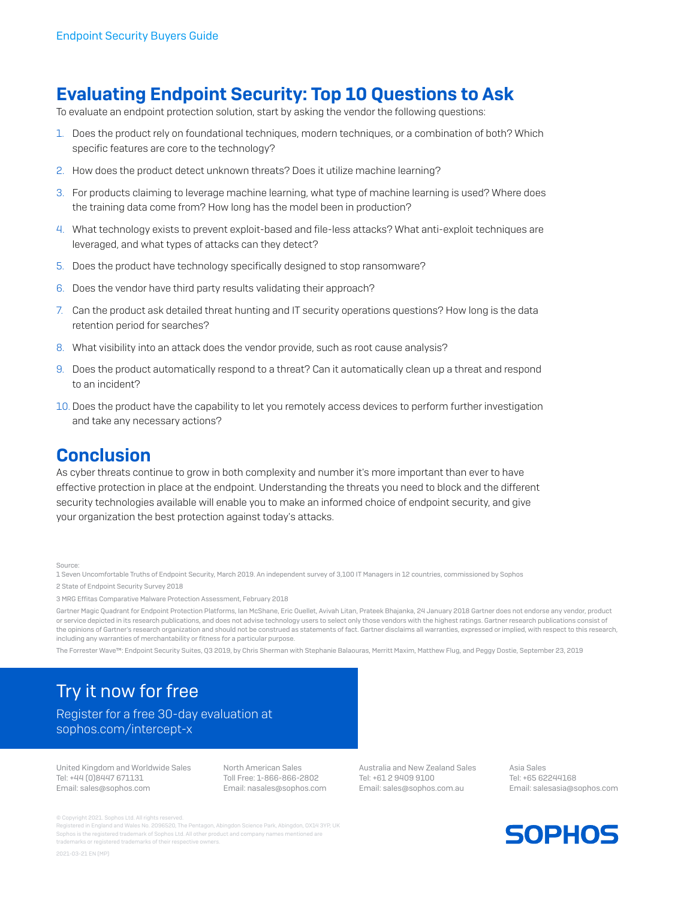## Evaluating Endpoint Security: Top 10 Questions to Ask

To evaluate an endpoint protection solution, start by asking the vendor the following questions:

1. Does the product rely on foundational techniques, modern techniques, or a combination of both? Which specific features are core to the technology?
2. How does the product detect unknown threats? Does it utilize machine learning?
3. For products claiming to leverage machine learning, what type of machine learning is used? Where does the training data come from? How long has the model been in production?
4. What technology exists to prevent exploit-based and file-less attacks? What anti-exploit techniques are leveraged, and what types of attacks can they detect?
5. Does the product have technology specifically designed to stop ransomware?
6. Does the vendor have third party results validating their approach?
7. Can the product ask detailed threat hunting and IT security operations questions? How long is the data retention period for searches?
8. What visibility into an attack does the vendor provide, such as root cause analysis?
9. Does the product automatically respond to a threat? Can it automatically clean up a threat and respond to an incident?
10. Does the product have the capability to let you remotely access devices to perform further investigation and take any necessary actions?

## Conclusion

As cyber threats continue to grow in both complexity and number it's more important than ever to have effective protection in place at the endpoint. Understanding the threats you need to block and the different security technologies available will enable you to make an informed choice of endpoint security, and give your organization the best protection against today's attacks.

Source:

1 Seven Uncomfortable Truths of Endpoint Security, March 2019. An independent survey of 3,100 IT Managers in 12 countries, commissioned by Sophos

2 State of Endpoint Security Survey 2018

3 MRG Effitas Comparative Malware Protection Assessment, February 2018

Gartner Magic Quadrant for Endpoint Protection Platforms, Ian McShane, Eric Ouellet, Avivah Litan, Prateek Bhajanka, 24 January 2018 Gartner does not endorse any vendor, product or service depicted in its research publications, and does not advise technology users to select only those vendors with the highest ratings. Gartner research publications consist of the opinions of Gartner's research organization and should not be construed as statements of fact. Gartner disclaims all warranties, expressed or implied, with respect to this research, including any warranties of merchantability or fitness for a particular purpose.

The Forrester Wave™: Endpoint Security Suites, Q3 2019, by Chris Sherman with Stephanie Balaouras, Merritt Maxim, Matthew Flug, and Peggy Dostie, September 23, 2019

## Try it now for free

Register for a free 30-day evaluation at sophos.com/intercept-x

United Kingdom and Worldwide Sales
Tel: +44 (0)8447 671131
Email: sales@sophos.com

North American Sales
Toll Free: 1-866-866-2802
Email: nasales@sophos.com

Australia and New Zealand Sales
Tel: +61 2 9409 9100
Email: sales@sophos.com.au

Asia Sales
Tel: +65 62244168
Email: salesasia@sophos.com

© Copyright 2021. Sophos Ltd. All rights reserved.
Registered in England and Wales No. 2096520, The Pentagon, Abingdon Science Park, Abingdon, OX14 3YP, UK
Sophos is the registered trademark of Sophos Ltd. All other product and company names mentioned are trademarks or registered trademarks of their respective owners.

2021-03-21 EN (MP)

SOPHOS